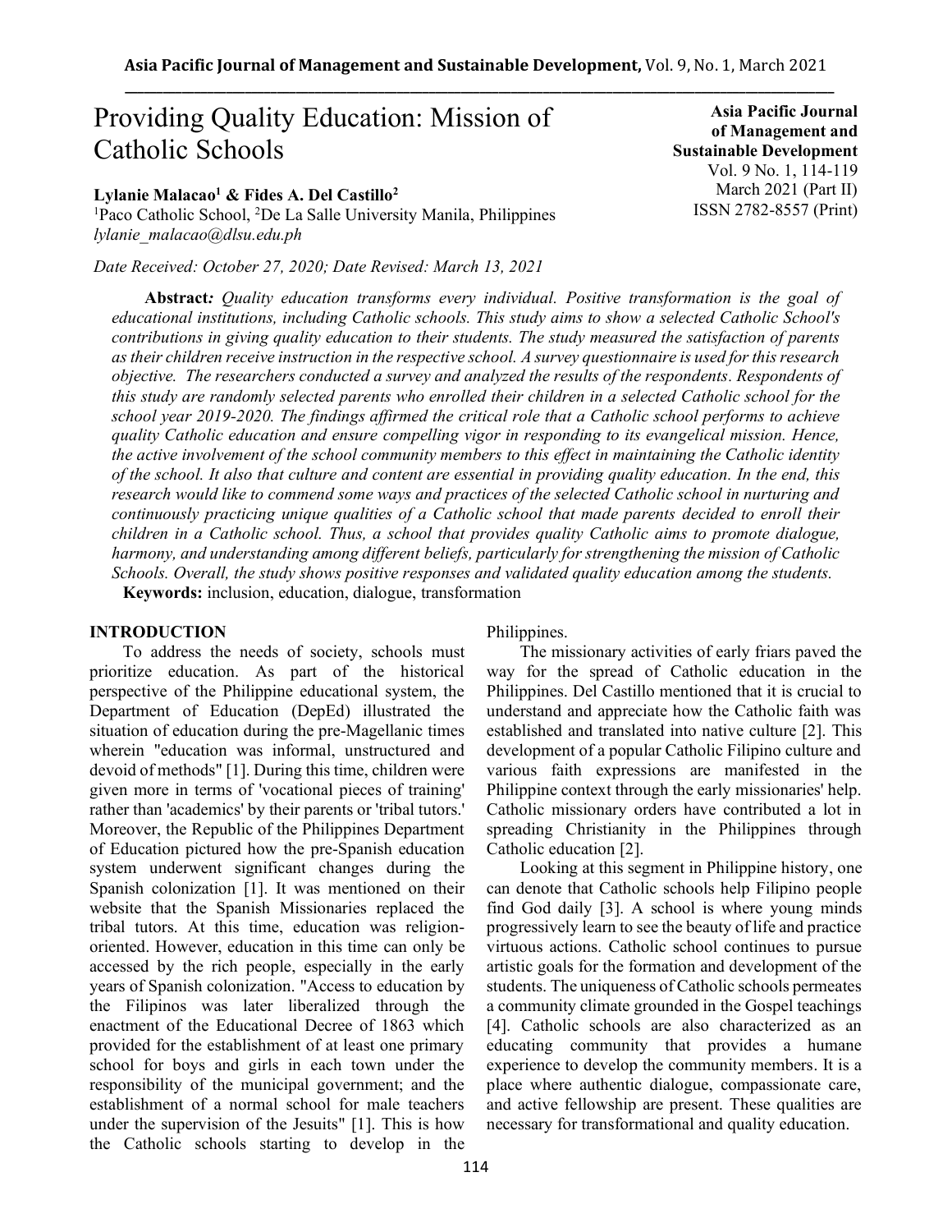# Providing Quality Education: Mission of Catholic Schools

**Asia Pacific Journal of Management and Sustainable Development**
Vol. 9 No. 1, 114-119
March 2021 (Part II)
ISSN 2782-8557 (Print)

**Lylanie Malacao[1] & Fides A. Del Castillo[2]**
[1]Paco Catholic School, [2]De La Salle University Manila, Philippines
*lylanie_malacao@dlsu.edu.ph*

*Date Received: October 27, 2020; Date Revised: March 13, 2021*

**Abstract***: Quality education transforms every individual. Positive transformation is the goal of educational institutions, including Catholic schools. This study aims to show a selected Catholic School's contributions in giving quality education to their students. The study measured the satisfaction of parents as their children receive instruction in the respective school. A survey questionnaire is used for this research objective. The researchers conducted a survey and analyzed the results of the respondents. Respondents of this study are randomly selected parents who enrolled their children in a selected Catholic school for the school year 2019-2020. The findings affirmed the critical role that a Catholic school performs to achieve quality Catholic education and ensure compelling vigor in responding to its evangelical mission. Hence, the active involvement of the school community members to this effect in maintaining the Catholic identity of the school. It also that culture and content are essential in providing quality education. In the end, this research would like to commend some ways and practices of the selected Catholic school in nurturing and continuously practicing unique qualities of a Catholic school that made parents decided to enroll their children in a Catholic school. Thus, a school that provides quality Catholic aims to promote dialogue, harmony, and understanding among different beliefs, particularly for strengthening the mission of Catholic Schools. Overall, the study shows positive responses and validated quality education among the students.*

**Keywords:** inclusion, education, dialogue, transformation

## INTRODUCTION

To address the needs of society, schools must prioritize education. As part of the historical perspective of the Philippine educational system, the Department of Education (DepEd) illustrated the situation of education during the pre-Magellanic times wherein "education was informal, unstructured and devoid of methods" [1]. During this time, children were given more in terms of 'vocational pieces of training' rather than 'academics' by their parents or 'tribal tutors.' Moreover, the Republic of the Philippines Department of Education pictured how the pre-Spanish education system underwent significant changes during the Spanish colonization [1]. It was mentioned on their website that the Spanish Missionaries replaced the tribal tutors. At this time, education was religion-oriented. However, education in this time can only be accessed by the rich people, especially in the early years of Spanish colonization. "Access to education by the Filipinos was later liberalized through the enactment of the Educational Decree of 1863 which provided for the establishment of at least one primary school for boys and girls in each town under the responsibility of the municipal government; and the establishment of a normal school for male teachers under the supervision of the Jesuits" [1]. This is how the Catholic schools starting to develop in the Philippines.

The missionary activities of early friars paved the way for the spread of Catholic education in the Philippines. Del Castillo mentioned that it is crucial to understand and appreciate how the Catholic faith was established and translated into native culture [2]. This development of a popular Catholic Filipino culture and various faith expressions are manifested in the Philippine context through the early missionaries' help. Catholic missionary orders have contributed a lot in spreading Christianity in the Philippines through Catholic education [2].

Looking at this segment in Philippine history, one can denote that Catholic schools help Filipino people find God daily [3]. A school is where young minds progressively learn to see the beauty of life and practice virtuous actions. Catholic school continues to pursue artistic goals for the formation and development of the students. The uniqueness of Catholic schools permeates a community climate grounded in the Gospel teachings [4]. Catholic schools are also characterized as an educating community that provides a humane experience to develop the community members. It is a place where authentic dialogue, compassionate care, and active fellowship are present. These qualities are necessary for transformational and quality education.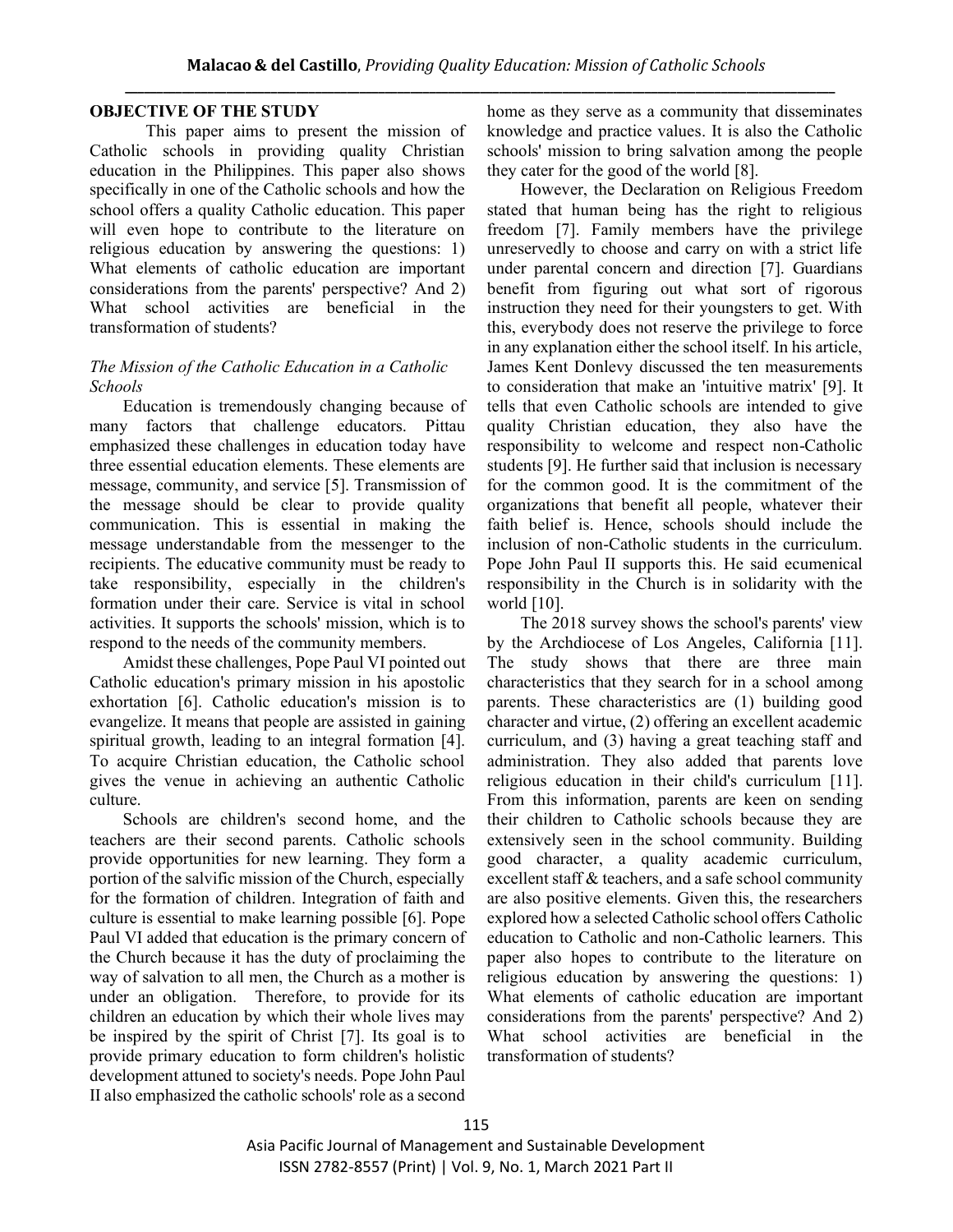## OBJECTIVE OF THE STUDY

This paper aims to present the mission of Catholic schools in providing quality Christian education in the Philippines. This paper also shows specifically in one of the Catholic schools and how the school offers a quality Catholic education. This paper will even hope to contribute to the literature on religious education by answering the questions: 1) What elements of catholic education are important considerations from the parents' perspective? And 2) What school activities are beneficial in the transformation of students?

### *The Mission of the Catholic Education in a Catholic Schools*

Education is tremendously changing because of many factors that challenge educators. Pittau emphasized these challenges in education today have three essential education elements. These elements are message, community, and service [5]. Transmission of the message should be clear to provide quality communication. This is essential in making the message understandable from the messenger to the recipients. The educative community must be ready to take responsibility, especially in the children's formation under their care. Service is vital in school activities. It supports the schools' mission, which is to respond to the needs of the community members.

Amidst these challenges, Pope Paul VI pointed out Catholic education's primary mission in his apostolic exhortation [6]. Catholic education's mission is to evangelize. It means that people are assisted in gaining spiritual growth, leading to an integral formation [4]. To acquire Christian education, the Catholic school gives the venue in achieving an authentic Catholic culture.

Schools are children's second home, and the teachers are their second parents. Catholic schools provide opportunities for new learning. They form a portion of the salvific mission of the Church, especially for the formation of children. Integration of faith and culture is essential to make learning possible [6]. Pope Paul VI added that education is the primary concern of the Church because it has the duty of proclaiming the way of salvation to all men, the Church as a mother is under an obligation. Therefore, to provide for its children an education by which their whole lives may be inspired by the spirit of Christ [7]. Its goal is to provide primary education to form children's holistic development attuned to society's needs. Pope John Paul II also emphasized the catholic schools' role as a second home as they serve as a community that disseminates knowledge and practice values. It is also the Catholic schools' mission to bring salvation among the people they cater for the good of the world [8].

However, the Declaration on Religious Freedom stated that human being has the right to religious freedom [7]. Family members have the privilege unreservedly to choose and carry on with a strict life under parental concern and direction [7]. Guardians benefit from figuring out what sort of rigorous instruction they need for their youngsters to get. With this, everybody does not reserve the privilege to force in any explanation either the school itself. In his article, James Kent Donlevy discussed the ten measurements to consideration that make an 'intuitive matrix' [9]. It tells that even Catholic schools are intended to give quality Christian education, they also have the responsibility to welcome and respect non-Catholic students [9]. He further said that inclusion is necessary for the common good. It is the commitment of the organizations that benefit all people, whatever their faith belief is. Hence, schools should include the inclusion of non-Catholic students in the curriculum. Pope John Paul II supports this. He said ecumenical responsibility in the Church is in solidarity with the world [10].

The 2018 survey shows the school's parents' view by the Archdiocese of Los Angeles, California [11]. The study shows that there are three main characteristics that they search for in a school among parents. These characteristics are (1) building good character and virtue, (2) offering an excellent academic curriculum, and (3) having a great teaching staff and administration. They also added that parents love religious education in their child's curriculum [11]. From this information, parents are keen on sending their children to Catholic schools because they are extensively seen in the school community. Building good character, a quality academic curriculum, excellent staff & teachers, and a safe school community are also positive elements. Given this, the researchers explored how a selected Catholic school offers Catholic education to Catholic and non-Catholic learners. This paper also hopes to contribute to the literature on religious education by answering the questions: 1) What elements of catholic education are important considerations from the parents' perspective? And 2) What school activities are beneficial in the transformation of students?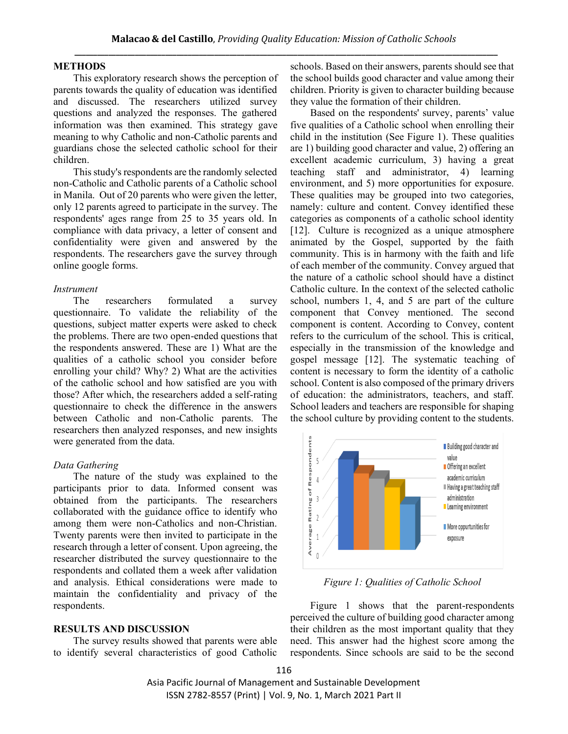## METHODS

This exploratory research shows the perception of parents towards the quality of education was identified and discussed. The researchers utilized survey questions and analyzed the responses. The gathered information was then examined. This strategy gave meaning to why Catholic and non-Catholic parents and guardians chose the selected catholic school for their children.

This study's respondents are the randomly selected non-Catholic and Catholic parents of a Catholic school in Manila. Out of 20 parents who were given the letter, only 12 parents agreed to participate in the survey. The respondents' ages range from 25 to 35 years old. In compliance with data privacy, a letter of consent and confidentiality were given and answered by the respondents. The researchers gave the survey through online google forms.

### *Instrument*

The researchers formulated a survey questionnaire. To validate the reliability of the questions, subject matter experts were asked to check the problems. There are two open-ended questions that the respondents answered. These are 1) What are the qualities of a catholic school you consider before enrolling your child? Why? 2) What are the activities of the catholic school and how satisfied are you with those? After which, the researchers added a self-rating questionnaire to check the difference in the answers between Catholic and non-Catholic parents. The researchers then analyzed responses, and new insights were generated from the data.

### *Data Gathering*

The nature of the study was explained to the participants prior to data. Informed consent was obtained from the participants. The researchers collaborated with the guidance office to identify who among them were non-Catholics and non-Christian. Twenty parents were then invited to participate in the research through a letter of consent. Upon agreeing, the researcher distributed the survey questionnaire to the respondents and collated them a week after validation and analysis. Ethical considerations were made to maintain the confidentiality and privacy of the respondents.

## RESULTS AND DISCUSSION

The survey results showed that parents were able to identify several characteristics of good Catholic schools. Based on their answers, parents should see that the school builds good character and value among their children. Priority is given to character building because they value the formation of their children.

Based on the respondents' survey, parents' value five qualities of a Catholic school when enrolling their child in the institution (See Figure 1). These qualities are 1) building good character and value, 2) offering an excellent academic curriculum, 3) having a great teaching staff and administrator, 4) learning environment, and 5) more opportunities for exposure. These qualities may be grouped into two categories, namely: culture and content. Convey identified these categories as components of a catholic school identity [12]. Culture is recognized as a unique atmosphere animated by the Gospel, supported by the faith community. This is in harmony with the faith and life of each member of the community. Convey argued that the nature of a catholic school should have a distinct Catholic culture. In the context of the selected catholic school, numbers 1, 4, and 5 are part of the culture component that Convey mentioned. The second component is content. According to Convey, content refers to the curriculum of the school. This is critical, especially in the transmission of the knowledge and gospel message [12]. The systematic teaching of content is necessary to form the identity of a catholic school. Content is also composed of the primary drivers of education: the administrators, teachers, and staff. School leaders and teachers are responsible for shaping the school culture by providing content to the students.

*Figure 1: Qualities of Catholic School*

Figure 1 shows that the parent-respondents perceived the culture of building good character among their children as the most important quality that they need. This answer had the highest score among the respondents. Since schools are said to be the second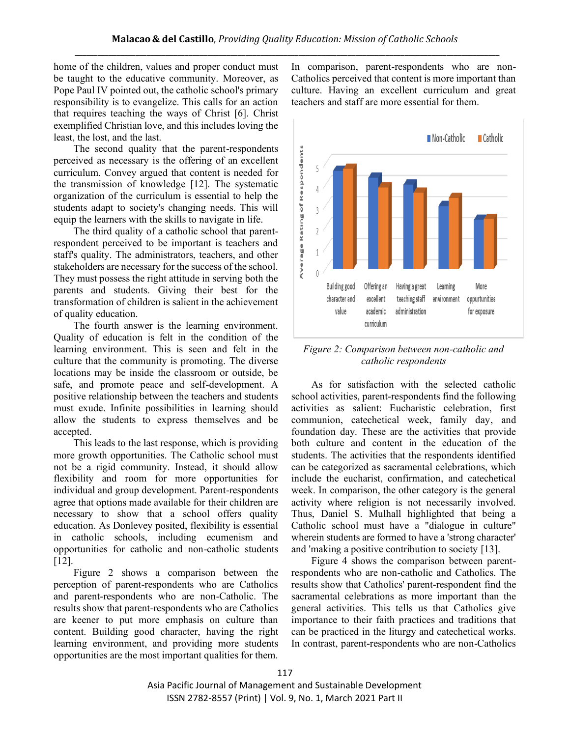home of the children, values and proper conduct must be taught to the educative community. Moreover, as Pope Paul IV pointed out, the catholic school's primary responsibility is to evangelize. This calls for an action that requires teaching the ways of Christ [6]. Christ exemplified Christian love, and this includes loving the least, the lost, and the last.

The second quality that the parent-respondents perceived as necessary is the offering of an excellent curriculum. Convey argued that content is needed for the transmission of knowledge [12]. The systematic organization of the curriculum is essential to help the students adapt to society's changing needs. This will equip the learners with the skills to navigate in life.

The third quality of a catholic school that parent-respondent perceived to be important is teachers and staff's quality. The administrators, teachers, and other stakeholders are necessary for the success of the school. They must possess the right attitude in serving both the parents and students. Giving their best for the transformation of children is salient in the achievement of quality education.

The fourth answer is the learning environment. Quality of education is felt in the condition of the learning environment. This is seen and felt in the culture that the community is promoting. The diverse locations may be inside the classroom or outside, be safe, and promote peace and self-development. A positive relationship between the teachers and students must exude. Infinite possibilities in learning should allow the students to express themselves and be accepted.

This leads to the last response, which is providing more growth opportunities. The Catholic school must not be a rigid community. Instead, it should allow flexibility and room for more opportunities for individual and group development. Parent-respondents agree that options made available for their children are necessary to show that a school offers quality education. As Donlevey posited, flexibility is essential in catholic schools, including ecumenism and opportunities for catholic and non-catholic students [12].

Figure 2 shows a comparison between the perception of parent-respondents who are Catholics and parent-respondents who are non-Catholic. The results show that parent-respondents who are Catholics are keener to put more emphasis on culture than content. Building good character, having the right learning environment, and providing more students opportunities are the most important qualities for them. In comparison, parent-respondents who are non-Catholics perceived that content is more important than culture. Having an excellent curriculum and great teachers and staff are more essential for them.

*Figure 2: Comparison between non-catholic and catholic respondents*

As for satisfaction with the selected catholic school activities, parent-respondents find the following activities as salient: Eucharistic celebration, first communion, catechetical week, family day, and foundation day. These are the activities that provide both culture and content in the education of the students. The activities that the respondents identified can be categorized as sacramental celebrations, which include the eucharist, confirmation, and catechetical week. In comparison, the other category is the general activity where religion is not necessarily involved. Thus, Daniel S. Mulhall highlighted that being a Catholic school must have a "dialogue in culture" wherein students are formed to have a 'strong character' and 'making a positive contribution to society [13].

Figure 4 shows the comparison between parent-respondents who are non-catholic and Catholics. The results show that Catholics' parent-respondent find the sacramental celebrations as more important than the general activities. This tells us that Catholics give importance to their faith practices and traditions that can be practiced in the liturgy and catechetical works. In contrast, parent-respondents who are non-Catholics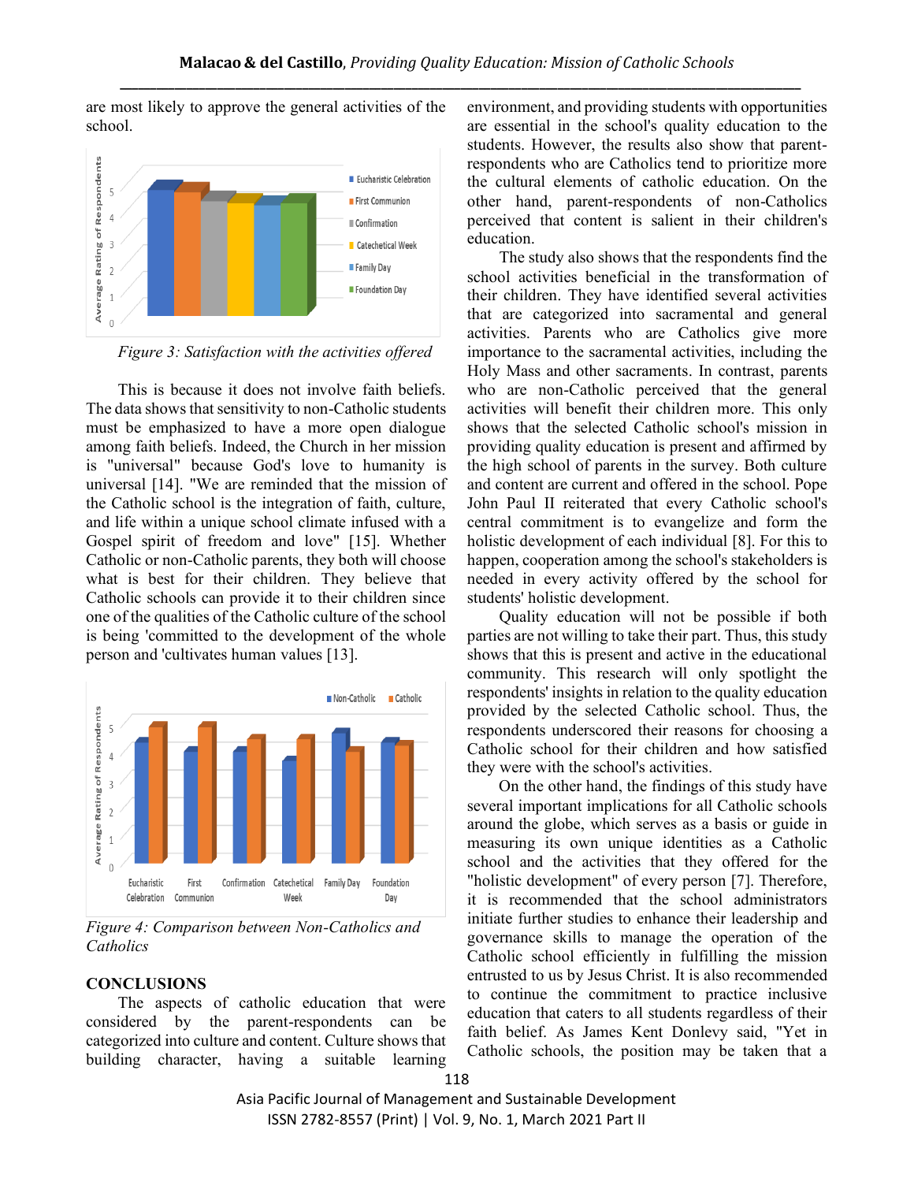are most likely to approve the general activities of the school.

*Figure 3: Satisfaction with the activities offered*

This is because it does not involve faith beliefs. The data shows that sensitivity to non-Catholic students must be emphasized to have a more open dialogue among faith beliefs. Indeed, the Church in her mission is "universal" because God's love to humanity is universal [14]. "We are reminded that the mission of the Catholic school is the integration of faith, culture, and life within a unique school climate infused with a Gospel spirit of freedom and love" [15]. Whether Catholic or non-Catholic parents, they both will choose what is best for their children. They believe that Catholic schools can provide it to their children since one of the qualities of the Catholic culture of the school is being 'committed to the development of the whole person and 'cultivates human values [13].

*Figure 4: Comparison between Non-Catholics and Catholics*

## CONCLUSIONS

The aspects of catholic education that were considered by the parent-respondents can be categorized into culture and content. Culture shows that building character, having a suitable learning environment, and providing students with opportunities are essential in the school's quality education to the students. However, the results also show that parent-respondents who are Catholics tend to prioritize more the cultural elements of catholic education. On the other hand, parent-respondents of non-Catholics perceived that content is salient in their children's education.

The study also shows that the respondents find the school activities beneficial in the transformation of their children. They have identified several activities that are categorized into sacramental and general activities. Parents who are Catholics give more importance to the sacramental activities, including the Holy Mass and other sacraments. In contrast, parents who are non-Catholic perceived that the general activities will benefit their children more. This only shows that the selected Catholic school's mission in providing quality education is present and affirmed by the high school of parents in the survey. Both culture and content are current and offered in the school. Pope John Paul II reiterated that every Catholic school's central commitment is to evangelize and form the holistic development of each individual [8]. For this to happen, cooperation among the school's stakeholders is needed in every activity offered by the school for students' holistic development.

Quality education will not be possible if both parties are not willing to take their part. Thus, this study shows that this is present and active in the educational community. This research will only spotlight the respondents' insights in relation to the quality education provided by the selected Catholic school. Thus, the respondents underscored their reasons for choosing a Catholic school for their children and how satisfied they were with the school's activities.

On the other hand, the findings of this study have several important implications for all Catholic schools around the globe, which serves as a basis or guide in measuring its own unique identities as a Catholic school and the activities that they offered for the "holistic development" of every person [7]. Therefore, it is recommended that the school administrators initiate further studies to enhance their leadership and governance skills to manage the operation of the Catholic school efficiently in fulfilling the mission entrusted to us by Jesus Christ. It is also recommended to continue the commitment to practice inclusive education that caters to all students regardless of their faith belief. As James Kent Donlevy said, "Yet in Catholic schools, the position may be taken that a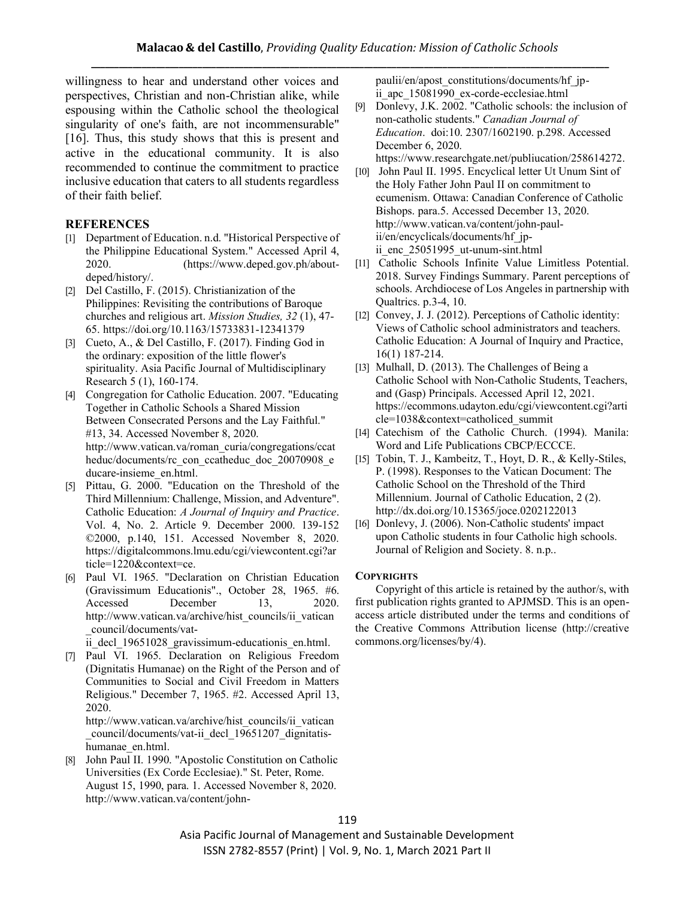willingness to hear and understand other voices and perspectives, Christian and non-Christian alike, while espousing within the Catholic school the theological singularity of one's faith, are not incommensurable" [16]. Thus, this study shows that this is present and active in the educational community. It is also recommended to continue the commitment to practice inclusive education that caters to all students regardless of their faith belief.

## REFERENCES

[1] Department of Education. n.d. "Historical Perspective of the Philippine Educational System." Accessed April 4, 2020. (https://www.deped.gov.ph/about-deped/history/.

[2] Del Castillo, F. (2015). Christianization of the Philippines: Revisiting the contributions of Baroque churches and religious art. *Mission Studies, 32* (1), 47-65. https://doi.org/10.1163/15733831-12341379

[3] Cueto, A., & Del Castillo, F. (2017). Finding God in the ordinary: exposition of the little flower's spirituality. Asia Pacific Journal of Multidisciplinary Research 5 (1), 160-174.

[4] Congregation for Catholic Education. 2007. "Educating Together in Catholic Schools a Shared Mission Between Consecrated Persons and the Lay Faithful." #13, 34. Accessed November 8, 2020. http://www.vatican.va/roman_curia/congregations/ccatheduc/documents/rc_con_ccatheduc_doc_20070908_educare-insieme_en.html.

[5] Pittau, G. 2000. "Education on the Threshold of the Third Millennium: Challenge, Mission, and Adventure". Catholic Education: *A Journal of Inquiry and Practice*. Vol. 4, No. 2. Article 9. December 2000. 139-152 ©2000, p.140, 151. Accessed November 8, 2020. https://digitalcommons.lmu.edu/cgi/viewcontent.cgi?article=1220&context=ce.

[6] Paul VI. 1965. "Declaration on Christian Education (Gravissimum Educationis"., October 28, 1965. #6. Accessed December 13, 2020. http://www.vatican.va/archive/hist_councils/ii_vatican_council/documents/vat-ii_decl_19651028_gravissimum-educationis_en.html.

[7] Paul VI. 1965. Declaration on Religious Freedom (Dignitatis Humanae) on the Right of the Person and of Communities to Social and Civil Freedom in Matters Religious." December 7, 1965. #2. Accessed April 13, 2020. http://www.vatican.va/archive/hist_councils/ii_vatican_council/documents/vat-ii_decl_19651207_dignitatis-humanae_en.html.

[8] John Paul II. 1990. "Apostolic Constitution on Catholic Universities (Ex Corde Ecclesiae)." St. Peter, Rome. August 15, 1990, para. 1. Accessed November 8, 2020. http://www.vatican.va/content/john-paulii/en/apost_constitutions/documents/hf_jp-ii_apc_15081990_ex-corde-ecclesiae.html

[9] Donlevy, J.K. 2002. "Catholic schools: the inclusion of non-catholic students." *Canadian Journal of Education*. doi:10. 2307/1602190. p.298. Accessed December 6, 2020. https://www.researchgate.net/publiucation/258614272.

[10] John Paul II. 1995. Encyclical letter Ut Unum Sint of the Holy Father John Paul II on commitment to ecumenism. Ottawa: Canadian Conference of Catholic Bishops. para.5. Accessed December 13, 2020. http://www.vatican.va/content/john-paul-ii/en/encyclicals/documents/hf_jp-ii_enc_25051995_ut-unum-sint.html

[11] Catholic Schools Infinite Value Limitless Potential. 2018. Survey Findings Summary. Parent perceptions of schools. Archdiocese of Los Angeles in partnership with Qualtrics. p.3-4, 10.

[12] Convey, J. J. (2012). Perceptions of Catholic identity: Views of Catholic school administrators and teachers. Catholic Education: A Journal of Inquiry and Practice, 16(1) 187-214.

[13] Mulhall, D. (2013). The Challenges of Being a Catholic School with Non-Catholic Students, Teachers, and (Gasp) Principals. Accessed April 12, 2021. https://ecommons.udayton.edu/cgi/viewcontent.cgi?article=1038&context=catholiced_summit

[14] Catechism of the Catholic Church. (1994). Manila: Word and Life Publications CBCP/ECCCE.

[15] Tobin, T. J., Kambeitz, T., Hoyt, D. R., & Kelly-Stiles, P. (1998). Responses to the Vatican Document: The Catholic School on the Threshold of the Third Millennium. Journal of Catholic Education, 2 (2). http://dx.doi.org/10.15365/joce.0202122013

[16] Donlevy, J. (2006). Non-Catholic students' impact upon Catholic students in four Catholic high schools. Journal of Religion and Society. 8. n.p..

### COPYRIGHTS

Copyright of this article is retained by the author/s, with first publication rights granted to APJMSD. This is an open-access article distributed under the terms and conditions of the Creative Commons Attribution license (http://creative commons.org/licenses/by/4).